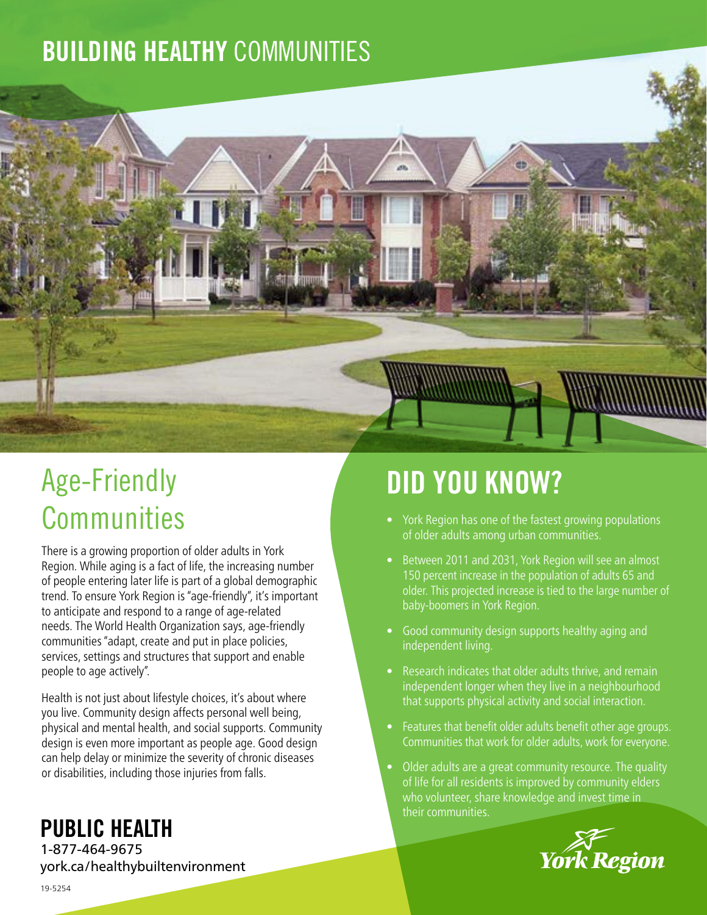# BUILDING HEALTHY COMMUNITIES

## Age-Friendly Communities

There is a growing proportion of older adults in York Region. While aging is a fact of life, the increasing number of people entering later life is part of a global demographic trend. To ensure York Region is "age-friendly", it's important to anticipate and respond to a range of age-related needs. The World Health Organization says, age-friendly communities "adapt, create and put in place policies, services, settings and structures that support and enable people to age actively".

Health is not just about lifestyle choices, it's about where you live. Community design affects personal well being, physical and mental health, and social supports. Community design is even more important as people age. Good design can help delay or minimize the severity of chronic diseases or disabilities, including those injuries from falls.

## DID YOU KNOW?

- York Region has one of the fastest growing populations of older adults among urban communities.
- Between 2011 and 2031, York Region will see an almost 150 percent increase in the population of adults 65 and older. This projected increase is tied to the large number of baby-boomers in York Region.
- Good community design supports healthy aging and independent living.
- Research indicates that older adults thrive, and remain independent longer when they live in a neighbourhood that supports physical activity and social interaction.
- Features that benefit older adults benefit other age groups. Communities that work for older adults, work for everyone.
- Older adults are a great community resource. The quality of life for all residents is improved by community elders who volunteer, share knowledge and invest time in their communities.

**PUBLIC HEALTH**
1-877-464-9675
york.ca/healthybuiltenvironment

York Region

19-5254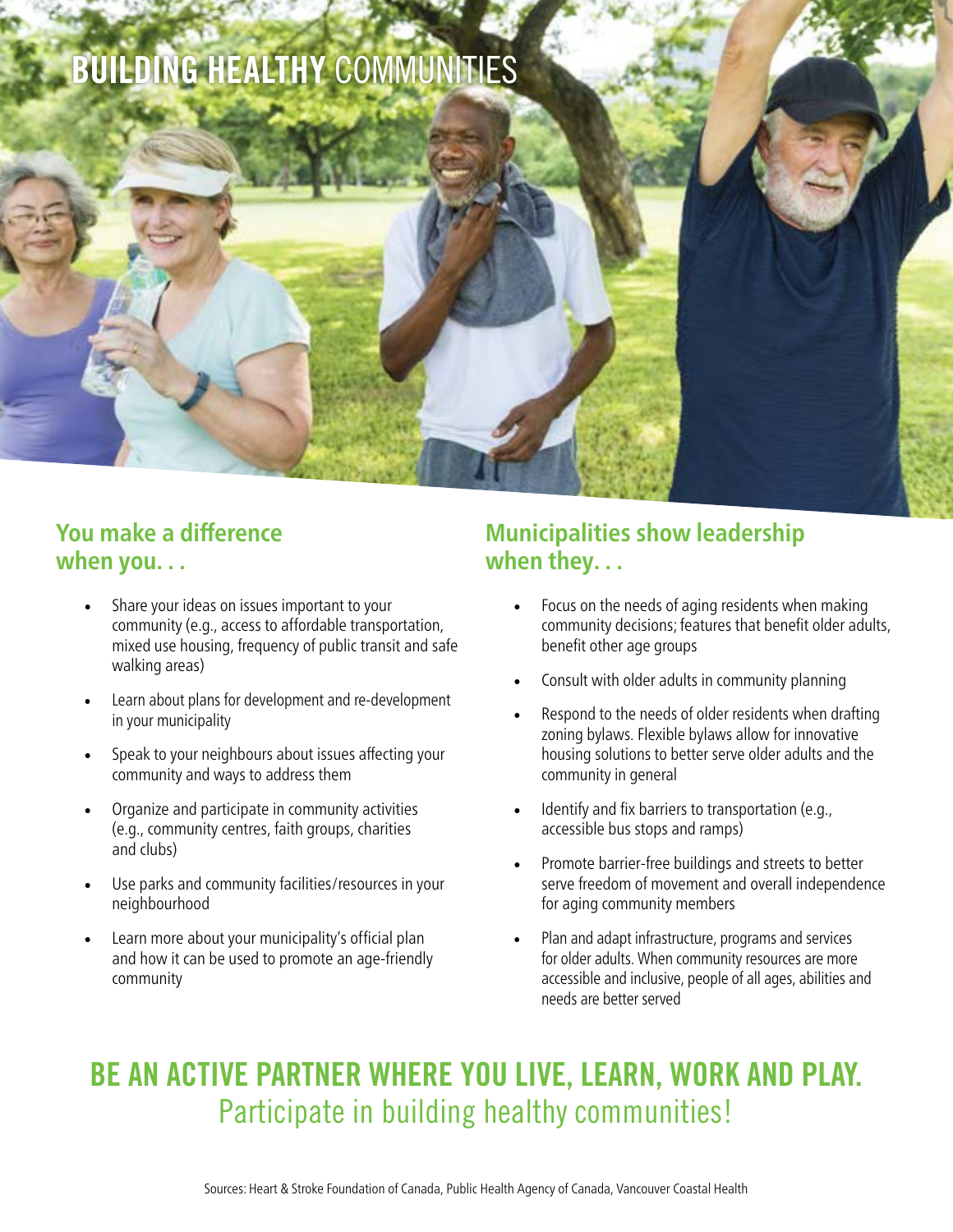# BUILDING HEALTHY COMMUNITIES

## You make a difference when you. . .

- Share your ideas on issues important to your community (e.g., access to affordable transportation, mixed use housing, frequency of public transit and safe walking areas)
- Learn about plans for development and re-development in your municipality
- Speak to your neighbours about issues affecting your community and ways to address them
- Organize and participate in community activities (e.g., community centres, faith groups, charities and clubs)
- Use parks and community facilities/resources in your neighbourhood
- Learn more about your municipality's official plan and how it can be used to promote an age-friendly community

## Municipalities show leadership when they. . .

- Focus on the needs of aging residents when making community decisions; features that benefit older adults, benefit other age groups
- Consult with older adults in community planning
- Respond to the needs of older residents when drafting zoning bylaws. Flexible bylaws allow for innovative housing solutions to better serve older adults and the community in general
- Identify and fix barriers to transportation (e.g., accessible bus stops and ramps)
- Promote barrier-free buildings and streets to better serve freedom of movement and overall independence for aging community members
- Plan and adapt infrastructure, programs and services for older adults. When community resources are more accessible and inclusive, people of all ages, abilities and needs are better served

## BE AN ACTIVE PARTNER WHERE YOU LIVE, LEARN, WORK AND PLAY.

Participate in building healthy communities!

Sources: Heart & Stroke Foundation of Canada, Public Health Agency of Canada, Vancouver Coastal Health